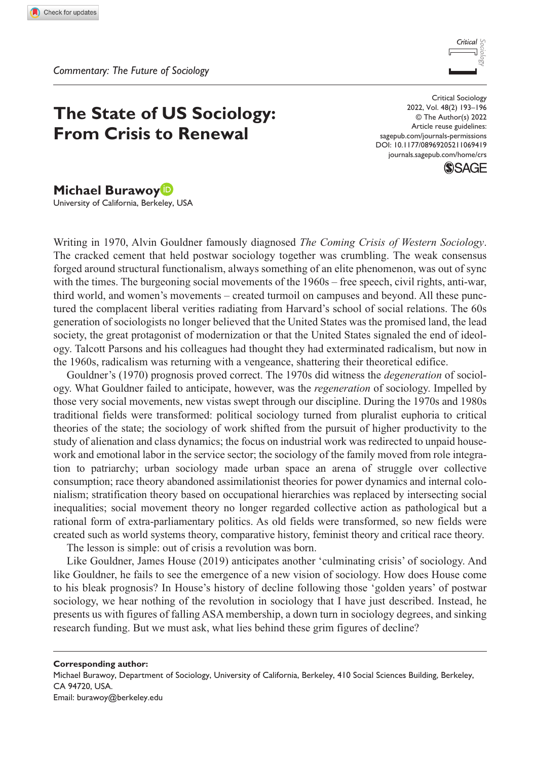*Commentary: The Future of Sociology*

# The State of US Sociology: From Crisis to Renewal

**Michael Burawoy**
University of California, Berkeley, USA

Writing in 1970, Alvin Gouldner famously diagnosed *The Coming Crisis of Western Sociology*. The cracked cement that held postwar sociology together was crumbling. The weak consensus forged around structural functionalism, always something of an elite phenomenon, was out of sync with the times. The burgeoning social movements of the 1960s – free speech, civil rights, anti-war, third world, and women's movements – created turmoil on campuses and beyond. All these punctured the complacent liberal verities radiating from Harvard's school of social relations. The 60s generation of sociologists no longer believed that the United States was the promised land, the lead society, the great protagonist of modernization or that the United States signaled the end of ideology. Talcott Parsons and his colleagues had thought they had exterminated radicalism, but now in the 1960s, radicalism was returning with a vengeance, shattering their theoretical edifice.

Gouldner's (1970) prognosis proved correct. The 1970s did witness the *degeneration* of sociology. What Gouldner failed to anticipate, however, was the *regeneration* of sociology. Impelled by those very social movements, new vistas swept through our discipline. During the 1970s and 1980s traditional fields were transformed: political sociology turned from pluralist euphoria to critical theories of the state; the sociology of work shifted from the pursuit of higher productivity to the study of alienation and class dynamics; the focus on industrial work was redirected to unpaid housework and emotional labor in the service sector; the sociology of the family moved from role integration to patriarchy; urban sociology made urban space an arena of struggle over collective consumption; race theory abandoned assimilationist theories for power dynamics and internal colonialism; stratification theory based on occupational hierarchies was replaced by intersecting social inequalities; social movement theory no longer regarded collective action as pathological but a rational form of extra-parliamentary politics. As old fields were transformed, so new fields were created such as world systems theory, comparative history, feminist theory and critical race theory.

The lesson is simple: out of crisis a revolution was born.

Like Gouldner, James House (2019) anticipates another 'culminating crisis' of sociology. And like Gouldner, he fails to see the emergence of a new vision of sociology. How does House come to his bleak prognosis? In House's history of decline following those 'golden years' of postwar sociology, we hear nothing of the revolution in sociology that I have just described. Instead, he presents us with figures of falling ASA membership, a down turn in sociology degrees, and sinking research funding. But we must ask, what lies behind these grim figures of decline?

**Corresponding author:**
Michael Burawoy, Department of Sociology, University of California, Berkeley, 410 Social Sciences Building, Berkeley, CA 94720, USA.
Email: burawoy@berkeley.edu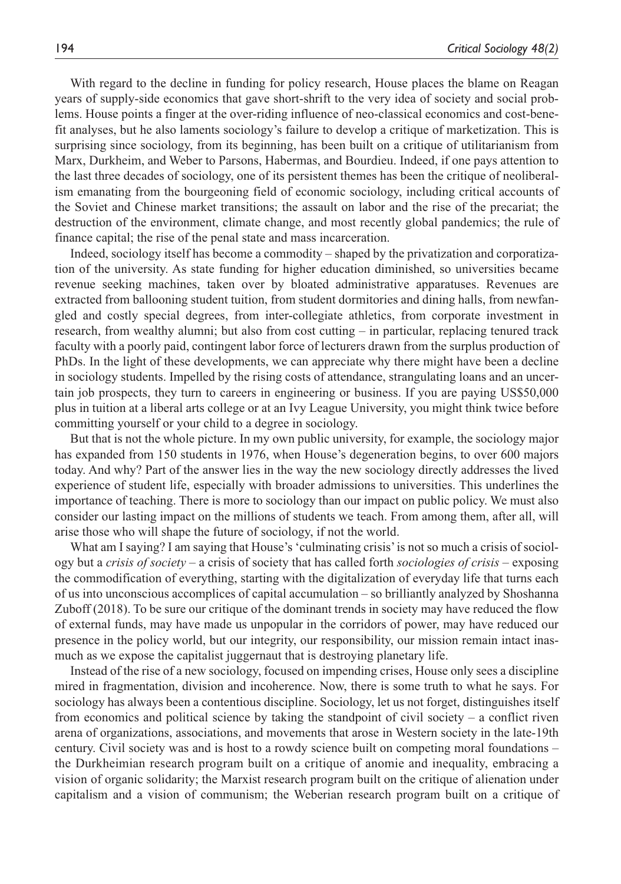With regard to the decline in funding for policy research, House places the blame on Reagan years of supply-side economics that gave short-shrift to the very idea of society and social problems. House points a finger at the over-riding influence of neo-classical economics and cost-benefit analyses, but he also laments sociology's failure to develop a critique of marketization. This is surprising since sociology, from its beginning, has been built on a critique of utilitarianism from Marx, Durkheim, and Weber to Parsons, Habermas, and Bourdieu. Indeed, if one pays attention to the last three decades of sociology, one of its persistent themes has been the critique of neoliberalism emanating from the bourgeoning field of economic sociology, including critical accounts of the Soviet and Chinese market transitions; the assault on labor and the rise of the precariat; the destruction of the environment, climate change, and most recently global pandemics; the rule of finance capital; the rise of the penal state and mass incarceration.

Indeed, sociology itself has become a commodity – shaped by the privatization and corporatization of the university. As state funding for higher education diminished, so universities became revenue seeking machines, taken over by bloated administrative apparatuses. Revenues are extracted from ballooning student tuition, from student dormitories and dining halls, from newfangled and costly special degrees, from inter-collegiate athletics, from corporate investment in research, from wealthy alumni; but also from cost cutting – in particular, replacing tenured track faculty with a poorly paid, contingent labor force of lecturers drawn from the surplus production of PhDs. In the light of these developments, we can appreciate why there might have been a decline in sociology students. Impelled by the rising costs of attendance, strangulating loans and an uncertain job prospects, they turn to careers in engineering or business. If you are paying US$50,000 plus in tuition at a liberal arts college or at an Ivy League University, you might think twice before committing yourself or your child to a degree in sociology.

But that is not the whole picture. In my own public university, for example, the sociology major has expanded from 150 students in 1976, when House's degeneration begins, to over 600 majors today. And why? Part of the answer lies in the way the new sociology directly addresses the lived experience of student life, especially with broader admissions to universities. This underlines the importance of teaching. There is more to sociology than our impact on public policy. We must also consider our lasting impact on the millions of students we teach. From among them, after all, will arise those who will shape the future of sociology, if not the world.

What am I saying? I am saying that House's 'culminating crisis' is not so much a crisis of sociology but a *crisis of society* – a crisis of society that has called forth *sociologies of crisis* – exposing the commodification of everything, starting with the digitalization of everyday life that turns each of us into unconscious accomplices of capital accumulation – so brilliantly analyzed by Shoshanna Zuboff (2018). To be sure our critique of the dominant trends in society may have reduced the flow of external funds, may have made us unpopular in the corridors of power, may have reduced our presence in the policy world, but our integrity, our responsibility, our mission remain intact inasmuch as we expose the capitalist juggernaut that is destroying planetary life.

Instead of the rise of a new sociology, focused on impending crises, House only sees a discipline mired in fragmentation, division and incoherence. Now, there is some truth to what he says. For sociology has always been a contentious discipline. Sociology, let us not forget, distinguishes itself from economics and political science by taking the standpoint of civil society – a conflict riven arena of organizations, associations, and movements that arose in Western society in the late-19th century. Civil society was and is host to a rowdy science built on competing moral foundations – the Durkheimian research program built on a critique of anomie and inequality, embracing a vision of organic solidarity; the Marxist research program built on the critique of alienation under capitalism and a vision of communism; the Weberian research program built on a critique of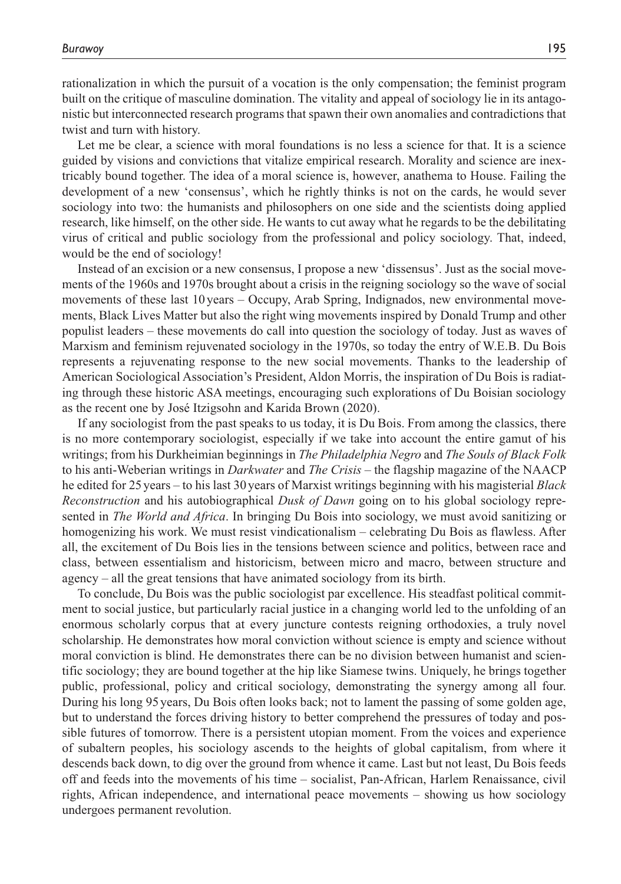rationalization in which the pursuit of a vocation is the only compensation; the feminist program built on the critique of masculine domination. The vitality and appeal of sociology lie in its antagonistic but interconnected research programs that spawn their own anomalies and contradictions that twist and turn with history.

Let me be clear, a science with moral foundations is no less a science for that. It is a science guided by visions and convictions that vitalize empirical research. Morality and science are inextricably bound together. The idea of a moral science is, however, anathema to House. Failing the development of a new 'consensus', which he rightly thinks is not on the cards, he would sever sociology into two: the humanists and philosophers on one side and the scientists doing applied research, like himself, on the other side. He wants to cut away what he regards to be the debilitating virus of critical and public sociology from the professional and policy sociology. That, indeed, would be the end of sociology!

Instead of an excision or a new consensus, I propose a new 'dissensus'. Just as the social movements of the 1960s and 1970s brought about a crisis in the reigning sociology so the wave of social movements of these last 10 years – Occupy, Arab Spring, Indignados, new environmental movements, Black Lives Matter but also the right wing movements inspired by Donald Trump and other populist leaders – these movements do call into question the sociology of today. Just as waves of Marxism and feminism rejuvenated sociology in the 1970s, so today the entry of W.E.B. Du Bois represents a rejuvenating response to the new social movements. Thanks to the leadership of American Sociological Association's President, Aldon Morris, the inspiration of Du Bois is radiating through these historic ASA meetings, encouraging such explorations of Du Boisian sociology as the recent one by José Itzigsohn and Karida Brown (2020).

If any sociologist from the past speaks to us today, it is Du Bois. From among the classics, there is no more contemporary sociologist, especially if we take into account the entire gamut of his writings; from his Durkheimian beginnings in *The Philadelphia Negro* and *The Souls of Black Folk* to his anti-Weberian writings in *Darkwater* and *The Crisis* – the flagship magazine of the NAACP he edited for 25 years – to his last 30 years of Marxist writings beginning with his magisterial *Black Reconstruction* and his autobiographical *Dusk of Dawn* going on to his global sociology represented in *The World and Africa*. In bringing Du Bois into sociology, we must avoid sanitizing or homogenizing his work. We must resist vindicationalism – celebrating Du Bois as flawless. After all, the excitement of Du Bois lies in the tensions between science and politics, between race and class, between essentialism and historicism, between micro and macro, between structure and agency – all the great tensions that have animated sociology from its birth.

To conclude, Du Bois was the public sociologist par excellence. His steadfast political commitment to social justice, but particularly racial justice in a changing world led to the unfolding of an enormous scholarly corpus that at every juncture contests reigning orthodoxies, a truly novel scholarship. He demonstrates how moral conviction without science is empty and science without moral conviction is blind. He demonstrates there can be no division between humanist and scientific sociology; they are bound together at the hip like Siamese twins. Uniquely, he brings together public, professional, policy and critical sociology, demonstrating the synergy among all four. During his long 95 years, Du Bois often looks back; not to lament the passing of some golden age, but to understand the forces driving history to better comprehend the pressures of today and possible futures of tomorrow. There is a persistent utopian moment. From the voices and experience of subaltern peoples, his sociology ascends to the heights of global capitalism, from where it descends back down, to dig over the ground from whence it came. Last but not least, Du Bois feeds off and feeds into the movements of his time – socialist, Pan-African, Harlem Renaissance, civil rights, African independence, and international peace movements – showing us how sociology undergoes permanent revolution.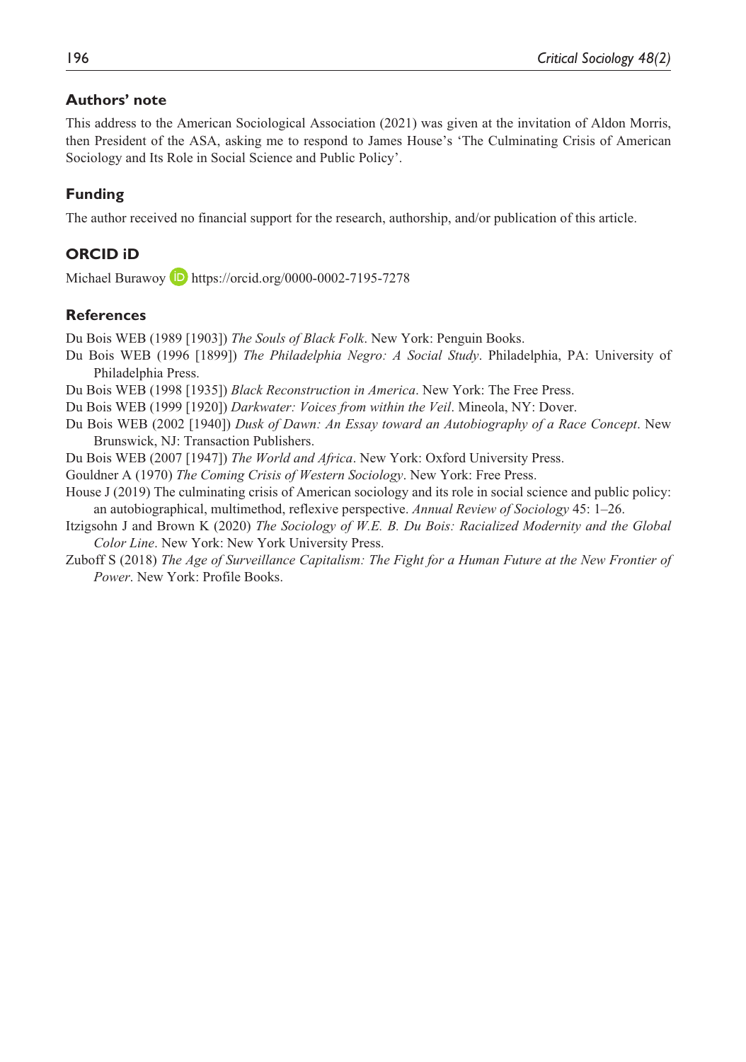## Authors' note

This address to the American Sociological Association (2021) was given at the invitation of Aldon Morris, then President of the ASA, asking me to respond to James House's 'The Culminating Crisis of American Sociology and Its Role in Social Science and Public Policy'.

## Funding

The author received no financial support for the research, authorship, and/or publication of this article.

## ORCID iD

Michael Burawoy https://orcid.org/0000-0002-7195-7278

## References

Du Bois WEB (1989 [1903]) *The Souls of Black Folk*. New York: Penguin Books.

Du Bois WEB (1996 [1899]) *The Philadelphia Negro: A Social Study*. Philadelphia, PA: University of Philadelphia Press.

Du Bois WEB (1998 [1935]) *Black Reconstruction in America*. New York: The Free Press.

Du Bois WEB (1999 [1920]) *Darkwater: Voices from within the Veil*. Mineola, NY: Dover.

Du Bois WEB (2002 [1940]) *Dusk of Dawn: An Essay toward an Autobiography of a Race Concept*. New Brunswick, NJ: Transaction Publishers.

Du Bois WEB (2007 [1947]) *The World and Africa*. New York: Oxford University Press.

Gouldner A (1970) *The Coming Crisis of Western Sociology*. New York: Free Press.

House J (2019) The culminating crisis of American sociology and its role in social science and public policy: an autobiographical, multimethod, reflexive perspective. *Annual Review of Sociology* 45: 1–26.

Itzigsohn J and Brown K (2020) *The Sociology of W.E. B. Du Bois: Racialized Modernity and the Global Color Line*. New York: New York University Press.

Zuboff S (2018) *The Age of Surveillance Capitalism: The Fight for a Human Future at the New Frontier of Power*. New York: Profile Books.